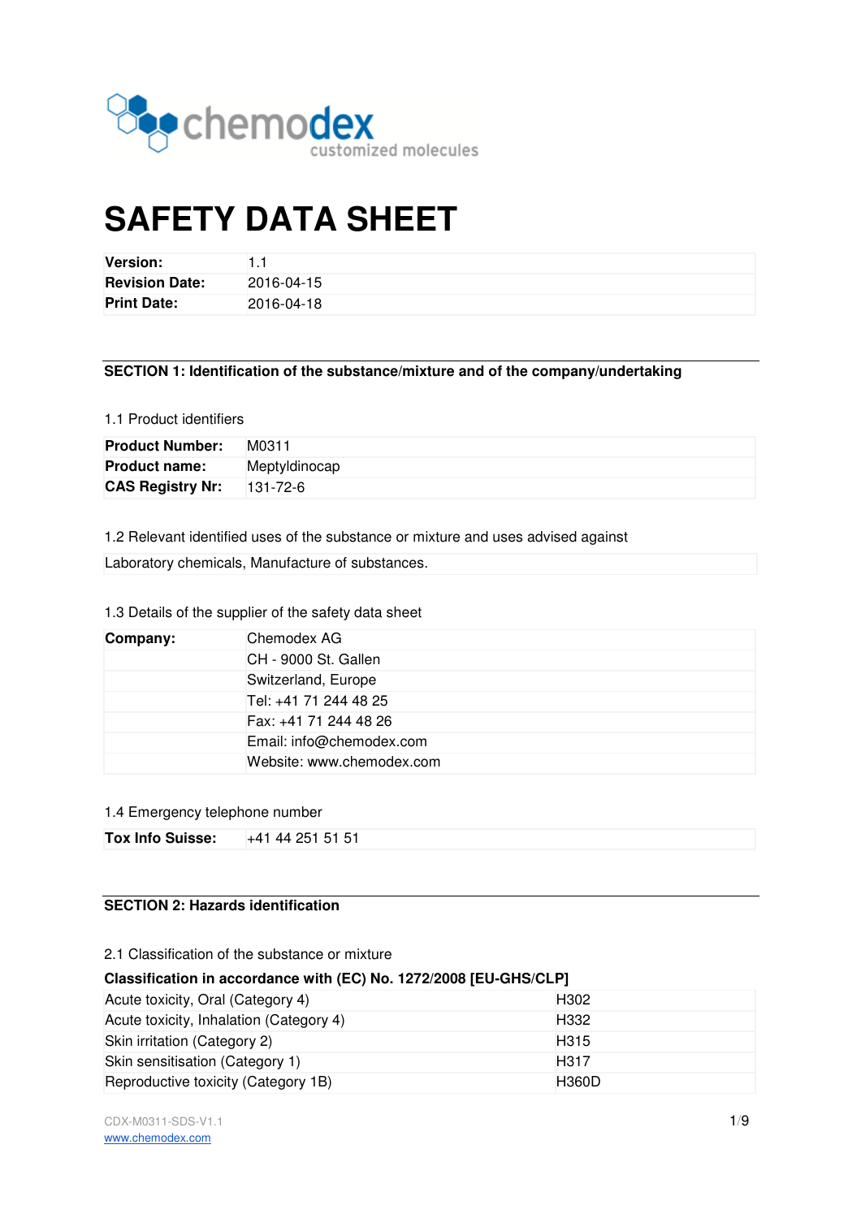# SAFETY DATA SHEET

| | |
|---|---|
| **Version:** | 1.1 |
| **Revision Date:** | 2016-04-15 |
| **Print Date:** | 2016-04-18 |

## SECTION 1: Identification of the substance/mixture and of the company/undertaking

### 1.1 Product identifiers

| | |
|---|---|
| **Product Number:** | M0311 |
| **Product name:** | Meptyldinocap |
| **CAS Registry Nr:** | 131-72-6 |

### 1.2 Relevant identified uses of the substance or mixture and uses advised against

Laboratory chemicals, Manufacture of substances.

### 1.3 Details of the supplier of the safety data sheet

| | |
|---|---|
| **Company:** | Chemodex AG |
| | CH - 9000 St. Gallen |
| | Switzerland, Europe |
| | Tel: +41 71 244 48 25 |
| | Fax: +41 71 244 48 26 |
| | Email: info@chemodex.com |
| | Website: www.chemodex.com |

### 1.4 Emergency telephone number

| | |
|---|---|
| **Tox Info Suisse:** | +41 44 251 51 51 |

## SECTION 2: Hazards identification

### 2.1 Classification of the substance or mixture

**Classification in accordance with (EC) No. 1272/2008 [EU-GHS/CLP]**

| | |
|---|---|
| Acute toxicity, Oral (Category 4) | H302 |
| Acute toxicity, Inhalation (Category 4) | H332 |
| Skin irritation (Category 2) | H315 |
| Skin sensitisation (Category 1) | H317 |
| Reproductive toxicity (Category 1B) | H360D |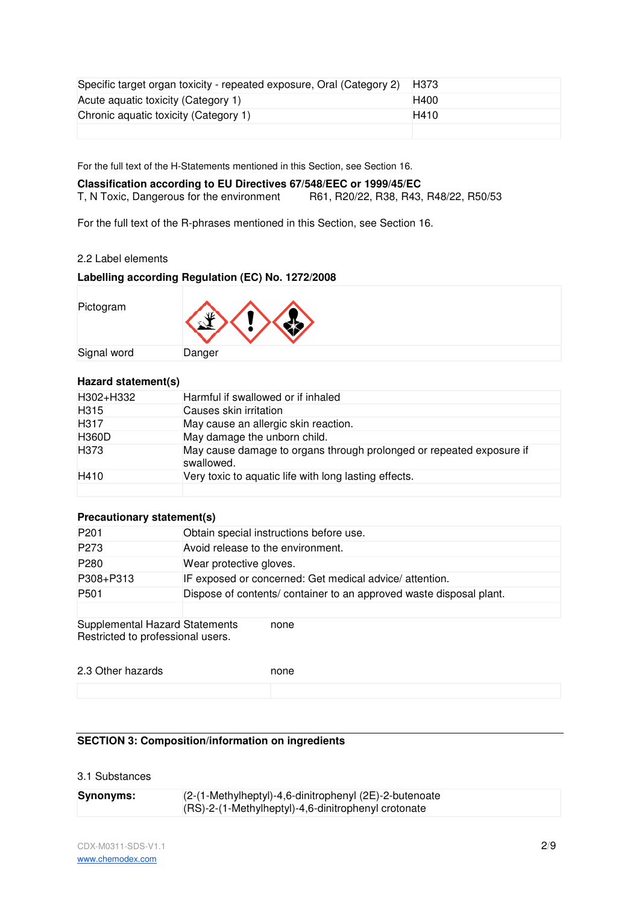| | |
|---|---|
| Specific target organ toxicity - repeated exposure, Oral (Category 2) | H373 |
| Acute aquatic toxicity (Category 1) | H400 |
| Chronic aquatic toxicity (Category 1) | H410 |
| | |

For the full text of the H-Statements mentioned in this Section, see Section 16.

**Classification according to EU Directives 67/548/EEC or 1999/45/EC**
T, N Toxic, Dangerous for the environment R61, R20/22, R38, R43, R48/22, R50/53

For the full text of the R-phrases mentioned in this Section, see Section 16.

2.2 Label elements

**Labelling according Regulation (EC) No. 1272/2008**

| | |
|---|---|
| Pictogram | |
| Signal word | Danger |

**Hazard statement(s)**

| | |
|---|---|
| H302+H332 | Harmful if swallowed or if inhaled |
| H315 | Causes skin irritation |
| H317 | May cause an allergic skin reaction. |
| H360D | May damage the unborn child. |
| H373 | May cause damage to organs through prolonged or repeated exposure if swallowed. |
| H410 | Very toxic to aquatic life with long lasting effects. |
| | |

**Precautionary statement(s)**

| | |
|---|---|
| P201 | Obtain special instructions before use. |
| P273 | Avoid release to the environment. |
| P280 | Wear protective gloves. |
| P308+P313 | IF exposed or concerned: Get medical advice/ attention. |
| P501 | Dispose of contents/ container to an approved waste disposal plant. |
| | |

Supplemental Hazard Statements none
Restricted to professional users.

| | |
|---|---|
| 2.3 Other hazards | none |
| | |

## SECTION 3: Composition/information on ingredients

3.1 Substances

| | |
|---|---|
| **Synonyms:** | (2-(1-Methylheptyl)-4,6-dinitrophenyl (2E)-2-butenoate<br>(RS)-2-(1-Methylheptyl)-4,6-dinitrophenyl crotonate |

CDX-M0311-SDS-V1.1
www.chemodex.com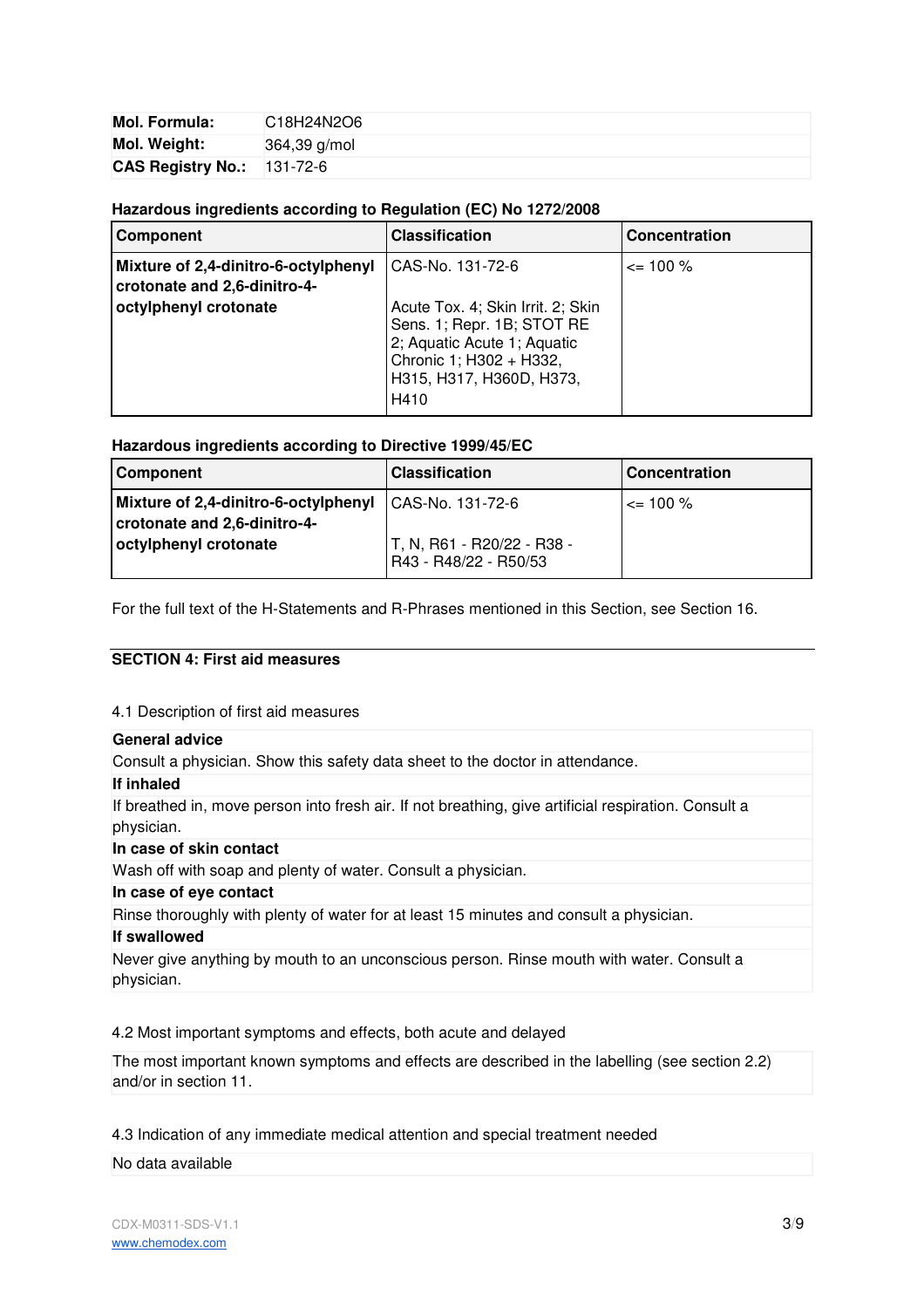| | |
|---|---|
| **Mol. Formula:** | $C_{18}H_{24}N_2O_6$ |
| **Mol. Weight:** | 364,39 g/mol |
| **CAS Registry No.:** | 131-72-6 |

**Hazardous ingredients according to Regulation (EC) No 1272/2008**

| Component | Classification | Concentration |
|---|---|---|
| **Mixture of 2,4-dinitro-6-octylphenyl crotonate and 2,6-dinitro-4-octylphenyl crotonate** | CAS-No. 131-72-6<br><br>Acute Tox. 4; Skin Irrit. 2; Skin Sens. 1; Repr. 1B; STOT RE 2; Aquatic Acute 1; Aquatic Chronic 1; H302 + H332, H315, H317, H360D, H373, H410 | <= 100 % |

**Hazardous ingredients according to Directive 1999/45/EC**

| Component | Classification | Concentration |
|---|---|---|
| **Mixture of 2,4-dinitro-6-octylphenyl crotonate and 2,6-dinitro-4-octylphenyl crotonate** | CAS-No. 131-72-6<br><br>T, N, R61 - R20/22 - R38 - R43 - R48/22 - R50/53 | <= 100 % |

For the full text of the H-Statements and R-Phrases mentioned in this Section, see Section 16.

## SECTION 4: First aid measures

4.1 Description of first aid measures

**General advice**

Consult a physician. Show this safety data sheet to the doctor in attendance.

**If inhaled**

If breathed in, move person into fresh air. If not breathing, give artificial respiration. Consult a physician.

**In case of skin contact**

Wash off with soap and plenty of water. Consult a physician.

**In case of eye contact**

Rinse thoroughly with plenty of water for at least 15 minutes and consult a physician.

**If swallowed**

Never give anything by mouth to an unconscious person. Rinse mouth with water. Consult a physician.

4.2 Most important symptoms and effects, both acute and delayed

The most important known symptoms and effects are described in the labelling (see section 2.2) and/or in section 11.

4.3 Indication of any immediate medical attention and special treatment needed

No data available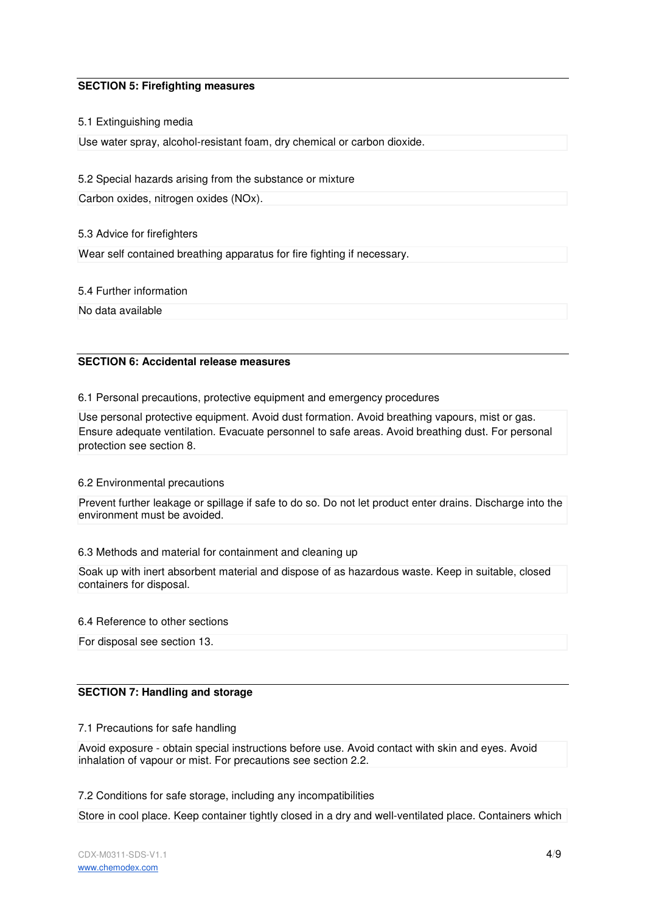## SECTION 5: Firefighting measures

5.1 Extinguishing media

Use water spray, alcohol-resistant foam, dry chemical or carbon dioxide.

5.2 Special hazards arising from the substance or mixture

Carbon oxides, nitrogen oxides (NOx).

5.3 Advice for firefighters

Wear self contained breathing apparatus for fire fighting if necessary.

5.4 Further information

No data available

## SECTION 6: Accidental release measures

6.1 Personal precautions, protective equipment and emergency procedures

Use personal protective equipment. Avoid dust formation. Avoid breathing vapours, mist or gas. Ensure adequate ventilation. Evacuate personnel to safe areas. Avoid breathing dust. For personal protection see section 8.

6.2 Environmental precautions

Prevent further leakage or spillage if safe to do so. Do not let product enter drains. Discharge into the environment must be avoided.

6.3 Methods and material for containment and cleaning up

Soak up with inert absorbent material and dispose of as hazardous waste. Keep in suitable, closed containers for disposal.

6.4 Reference to other sections

For disposal see section 13.

## SECTION 7: Handling and storage

7.1 Precautions for safe handling

Avoid exposure - obtain special instructions before use. Avoid contact with skin and eyes. Avoid inhalation of vapour or mist. For precautions see section 2.2.

7.2 Conditions for safe storage, including any incompatibilities

Store in cool place. Keep container tightly closed in a dry and well-ventilated place. Containers which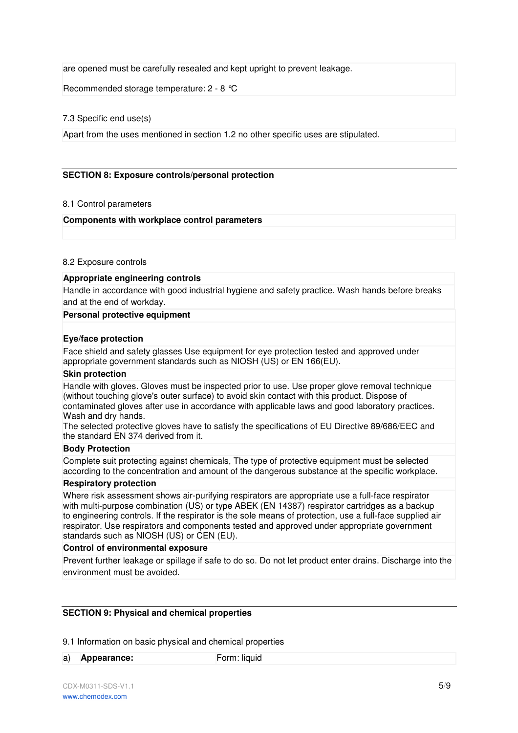are opened must be carefully resealed and kept upright to prevent leakage.

Recommended storage temperature: 2 - 8 °C

7.3 Specific end use(s)

Apart from the uses mentioned in section 1.2 no other specific uses are stipulated.

## SECTION 8: Exposure controls/personal protection

8.1 Control parameters

**Components with workplace control parameters**

8.2 Exposure controls

**Appropriate engineering controls**

Handle in accordance with good industrial hygiene and safety practice. Wash hands before breaks and at the end of workday.

**Personal protective equipment**

**Eye/face protection**

Face shield and safety glasses Use equipment for eye protection tested and approved under appropriate government standards such as NIOSH (US) or EN 166(EU).

**Skin protection**

Handle with gloves. Gloves must be inspected prior to use. Use proper glove removal technique (without touching glove's outer surface) to avoid skin contact with this product. Dispose of contaminated gloves after use in accordance with applicable laws and good laboratory practices. Wash and dry hands.
The selected protective gloves have to satisfy the specifications of EU Directive 89/686/EEC and the standard EN 374 derived from it.

**Body Protection**

Complete suit protecting against chemicals, The type of protective equipment must be selected according to the concentration and amount of the dangerous substance at the specific workplace.

**Respiratory protection**

Where risk assessment shows air-purifying respirators are appropriate use a full-face respirator with multi-purpose combination (US) or type ABEK (EN 14387) respirator cartridges as a backup to engineering controls. If the respirator is the sole means of protection, use a full-face supplied air respirator. Use respirators and components tested and approved under appropriate government standards such as NIOSH (US) or CEN (EU).

**Control of environmental exposure**

Prevent further leakage or spillage if safe to do so. Do not let product enter drains. Discharge into the environment must be avoided.

## SECTION 9: Physical and chemical properties

9.1 Information on basic physical and chemical properties

| | | |
|---|---|---|
| a) | **Appearance:** | Form: liquid |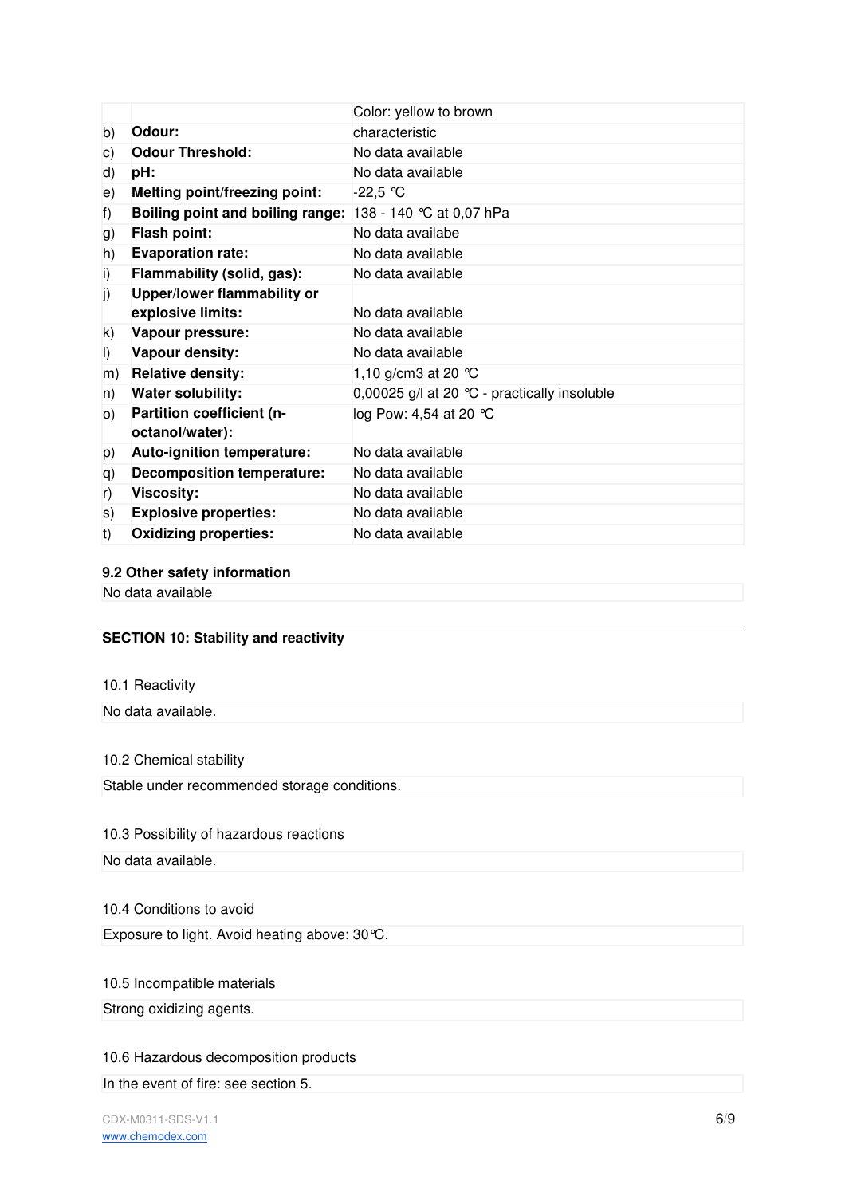| | | |
|---|---|---|
| | | Color: yellow to brown |
| b) | **Odour:** | characteristic |
| c) | **Odour Threshold:** | No data available |
| d) | **pH:** | No data available |
| e) | **Melting point/freezing point:** | -22,5 ℃ |
| f) | **Boiling point and boiling range:** | 138 - 140 ℃ at 0,07 hPa |
| g) | **Flash point:** | No data availabe |
| h) | **Evaporation rate:** | No data available |
| i) | **Flammability (solid, gas):** | No data available |
| j) | **Upper/lower flammability or explosive limits:** | No data available |
| k) | **Vapour pressure:** | No data available |
| l) | **Vapour density:** | No data available |
| m) | **Relative density:** | 1,10 g/cm3 at 20 ℃ |
| n) | **Water solubility:** | 0,00025 g/l at 20 ℃ - practically insoluble |
| o) | **Partition coefficient (n-octanol/water):** | log Pow: 4,54 at 20 ℃ |
| p) | **Auto-ignition temperature:** | No data available |
| q) | **Decomposition temperature:** | No data available |
| r) | **Viscosity:** | No data available |
| s) | **Explosive properties:** | No data available |
| t) | **Oxidizing properties:** | No data available |

**9.2 Other safety information**

No data available

## SECTION 10: Stability and reactivity

10.1 Reactivity

No data available.

10.2 Chemical stability

Stable under recommended storage conditions.

10.3 Possibility of hazardous reactions

No data available.

10.4 Conditions to avoid

Exposure to light. Avoid heating above: 30℃.

10.5 Incompatible materials

Strong oxidizing agents.

10.6 Hazardous decomposition products

In the event of fire: see section 5.

CDX-M0311-SDS-V1.1
www.chemodex.com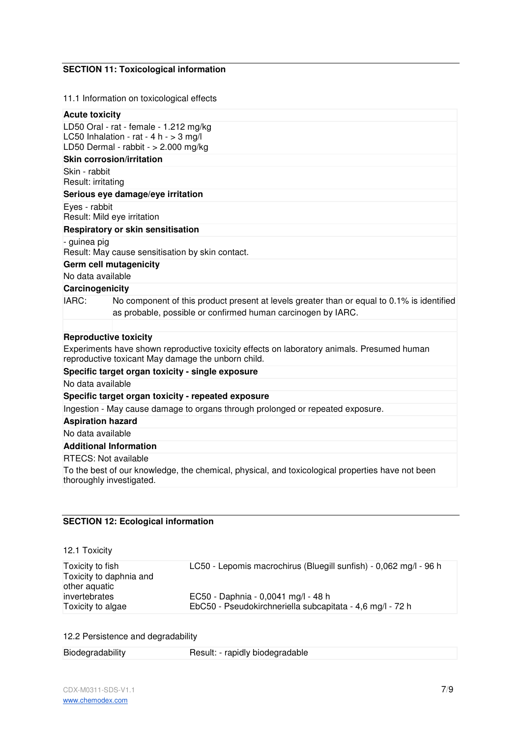## SECTION 11: Toxicological information

11.1 Information on toxicological effects

**Acute toxicity**

LD50 Oral - rat - female - 1.212 mg/kg
LC50 Inhalation - rat - 4 h - > 3 mg/l
LD50 Dermal - rabbit - > 2.000 mg/kg

**Skin corrosion/irritation**

Skin - rabbit
Result: irritating

**Serious eye damage/eye irritation**

Eyes - rabbit
Result: Mild eye irritation

**Respiratory or skin sensitisation**

- guinea pig
Result: May cause sensitisation by skin contact.

**Germ cell mutagenicity**

No data available

**Carcinogenicity**

| | |
|---|---|
| IARC: | No component of this product present at levels greater than or equal to 0.1% is identified as probable, possible or confirmed human carcinogen by IARC. |

**Reproductive toxicity**

Experiments have shown reproductive toxicity effects on laboratory animals. Presumed human reproductive toxicant May damage the unborn child.

**Specific target organ toxicity - single exposure**

No data available

**Specific target organ toxicity - repeated exposure**

Ingestion - May cause damage to organs through prolonged or repeated exposure.

**Aspiration hazard**

No data available

**Additional Information**

RTECS: Not available

To the best of our knowledge, the chemical, physical, and toxicological properties have not been thoroughly investigated.

## SECTION 12: Ecological information

12.1 Toxicity

| | |
|---|---|
| Toxicity to fish | LC50 - Lepomis macrochirus (Bluegill sunfish) - 0,062 mg/l - 96 h |
| Toxicity to daphnia and other aquatic invertebrates | EC50 - Daphnia - 0,0041 mg/l - 48 h |
| Toxicity to algae | EbC50 - Pseudokirchneriella subcapitata - 4,6 mg/l - 72 h |

12.2 Persistence and degradability

| | |
|---|---|
| Biodegradability | Result: - rapidly biodegradable |

CDX-M0311-SDS-V1.1
www.chemodex.com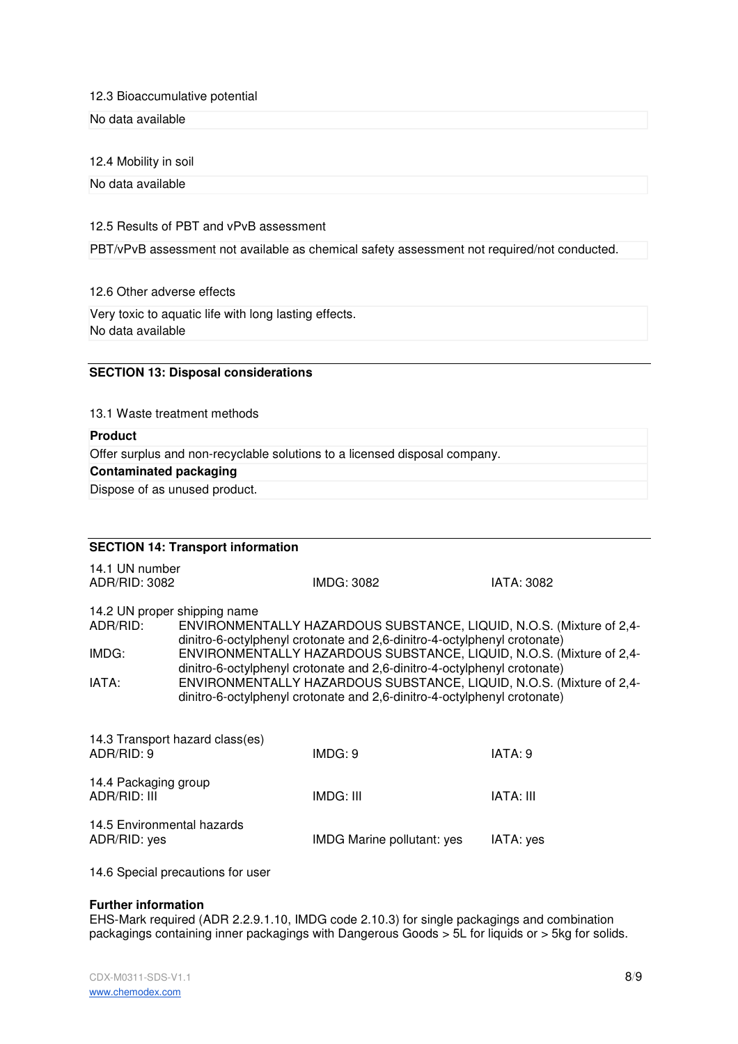12.3 Bioaccumulative potential

No data available

12.4 Mobility in soil

No data available

12.5 Results of PBT and vPvB assessment

PBT/vPvB assessment not available as chemical safety assessment not required/not conducted.

12.6 Other adverse effects

Very toxic to aquatic life with long lasting effects.
No data available

## SECTION 13: Disposal considerations

13.1 Waste treatment methods

**Product**

Offer surplus and non-recyclable solutions to a licensed disposal company.

**Contaminated packaging**

Dispose of as unused product.

## SECTION 14: Transport information

14.1 UN number

| ADR/RID: 3082 | IMDG: 3082 | IATA: 3082 |
|---|---|---|

14.2 UN proper shipping name

ADR/RID: ENVIRONMENTALLY HAZARDOUS SUBSTANCE, LIQUID, N.O.S. (Mixture of 2,4-dinitro-6-octylphenyl crotonate and 2,6-dinitro-4-octylphenyl crotonate)

IMDG: ENVIRONMENTALLY HAZARDOUS SUBSTANCE, LIQUID, N.O.S. (Mixture of 2,4-dinitro-6-octylphenyl crotonate and 2,6-dinitro-4-octylphenyl crotonate)

IATA: ENVIRONMENTALLY HAZARDOUS SUBSTANCE, LIQUID, N.O.S. (Mixture of 2,4-dinitro-6-octylphenyl crotonate and 2,6-dinitro-4-octylphenyl crotonate)

14.3 Transport hazard class(es)

| ADR/RID: 9 | IMDG: 9 | IATA: 9 |
|---|---|---|

14.4 Packaging group

| ADR/RID: III | IMDG: III | IATA: III |
|---|---|---|

14.5 Environmental hazards

| ADR/RID: yes | IMDG Marine pollutant: yes | IATA: yes |
|---|---|---|

14.6 Special precautions for user

**Further information**

EHS-Mark required (ADR 2.2.9.1.10, IMDG code 2.10.3) for single packagings and combination packagings containing inner packagings with Dangerous Goods > 5L for liquids or > 5kg for solids.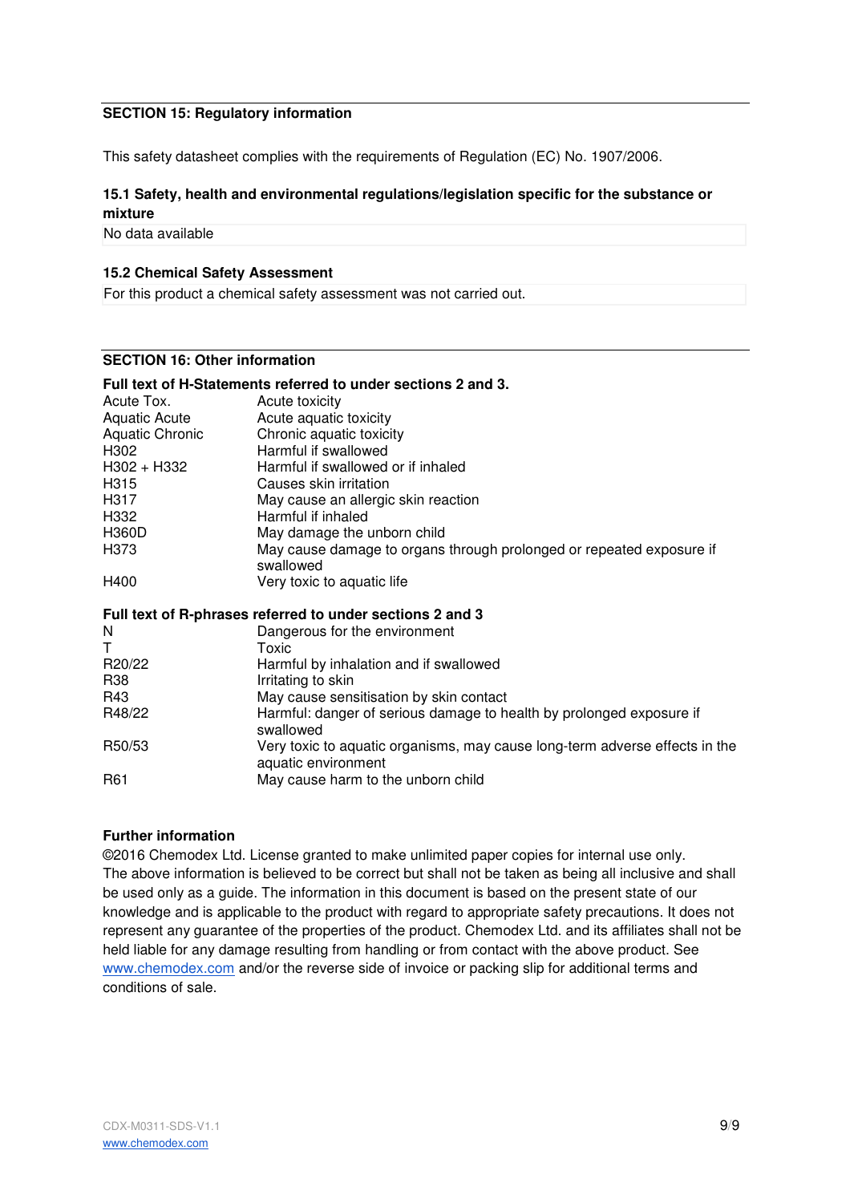## SECTION 15: Regulatory information

This safety datasheet complies with the requirements of Regulation (EC) No. 1907/2006.

### 15.1 Safety, health and environmental regulations/legislation specific for the substance or mixture

No data available

### 15.2 Chemical Safety Assessment

For this product a chemical safety assessment was not carried out.

## SECTION 16: Other information

**Full text of H-Statements referred to under sections 2 and 3.**

| | |
|---|---|
| Acute Tox. | Acute toxicity |
| Aquatic Acute | Acute aquatic toxicity |
| Aquatic Chronic | Chronic aquatic toxicity |
| H302 | Harmful if swallowed |
| H302 + H332 | Harmful if swallowed or if inhaled |
| H315 | Causes skin irritation |
| H317 | May cause an allergic skin reaction |
| H332 | Harmful if inhaled |
| H360D | May damage the unborn child |
| H373 | May cause damage to organs through prolonged or repeated exposure if swallowed |
| H400 | Very toxic to aquatic life |

**Full text of R-phrases referred to under sections 2 and 3**

| | |
|---|---|
| N | Dangerous for the environment |
| T | Toxic |
| R20/22 | Harmful by inhalation and if swallowed |
| R38 | Irritating to skin |
| R43 | May cause sensitisation by skin contact |
| R48/22 | Harmful: danger of serious damage to health by prolonged exposure if swallowed |
| R50/53 | Very toxic to aquatic organisms, may cause long-term adverse effects in the aquatic environment |
| R61 | May cause harm to the unborn child |

**Further information**

©2016 Chemodex Ltd. License granted to make unlimited paper copies for internal use only. The above information is believed to be correct but shall not be taken as being all inclusive and shall be used only as a guide. The information in this document is based on the present state of our knowledge and is applicable to the product with regard to appropriate safety precautions. It does not represent any guarantee of the properties of the product. Chemodex Ltd. and its affiliates shall not be held liable for any damage resulting from handling or from contact with the above product. See www.chemodex.com and/or the reverse side of invoice or packing slip for additional terms and conditions of sale.